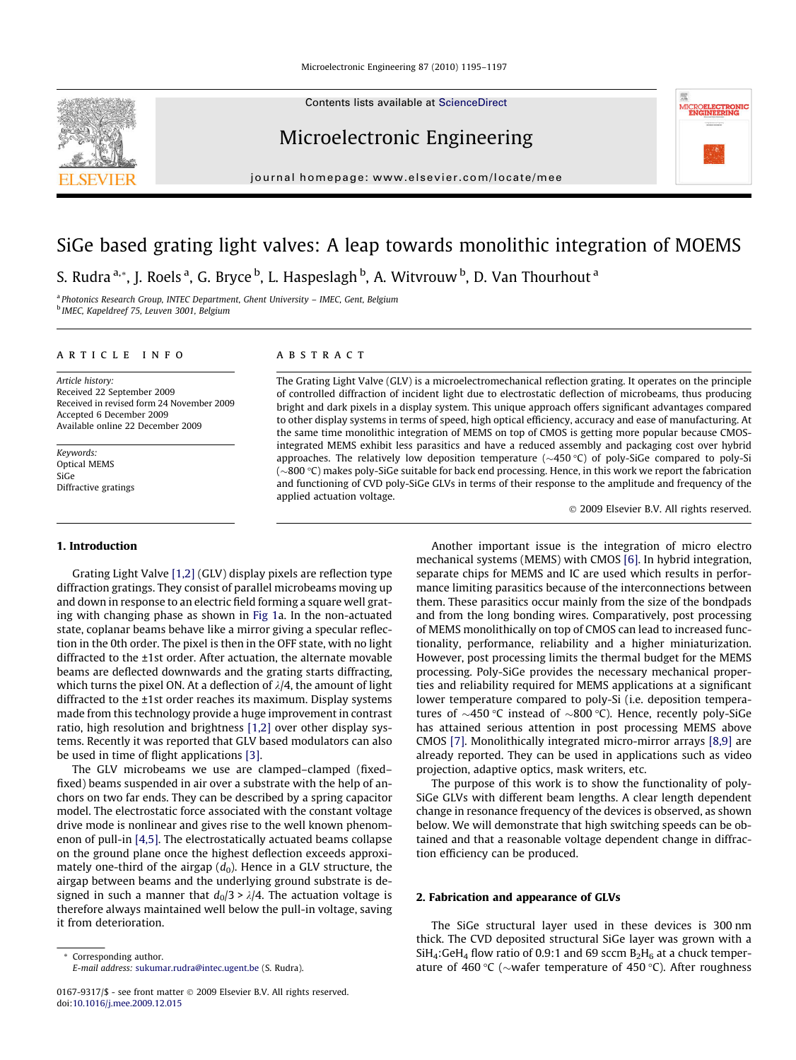# SiGe based grating light valves: A leap towards monolithic integration of MOEMS

S. Rudra [a,*], J. Roels [a], G. Bryce [b], L. Haspeslagh [b], A. Witvrouw [b], D. Van Thourhout [a]

[a] Photonics Research Group, INTEC Department, Ghent University – IMEC, Gent, Belgium

[b] IMEC, Kapeldreef 75, Leuven 3001, Belgium

**ARTICLE INFO**

*Article history:*
Received 22 September 2009
Received in revised form 24 November 2009
Accepted 6 December 2009
Available online 22 December 2009

*Keywords:*
Optical MEMS
SiGe
Diffractive gratings

**ABSTRACT**

The Grating Light Valve (GLV) is a microelectromechanical reflection grating. It operates on the principle of controlled diffraction of incident light due to electrostatic deflection of microbeams, thus producing bright and dark pixels in a display system. This unique approach offers significant advantages compared to other display systems in terms of speed, high optical efficiency, accuracy and ease of manufacturing. At the same time monolithic integration of MEMS on top of CMOS is getting more popular because CMOS-integrated MEMS exhibit less parasitics and have a reduced assembly and packaging cost over hybrid approaches. The relatively low deposition temperature (~450 °C) of poly-SiGe compared to poly-Si (~800 °C) makes poly-SiGe suitable for back end processing. Hence, in this work we report the fabrication and functioning of CVD poly-SiGe GLVs in terms of their response to the amplitude and frequency of the applied actuation voltage.

© 2009 Elsevier B.V. All rights reserved.

## 1. Introduction

Grating Light Valve [1,2] (GLV) display pixels are reflection type diffraction gratings. They consist of parallel microbeams moving up and down in response to an electric field forming a square well grating with changing phase as shown in Fig 1a. In the non-actuated state, coplanar beams behave like a mirror giving a specular reflection in the 0th order. The pixel is then in the OFF state, with no light diffracted to the ±1st order. After actuation, the alternate movable beams are deflected downwards and the grating starts diffracting, which turns the pixel ON. At a deflection of $\lambda/4$, the amount of light diffracted to the ±1st order reaches its maximum. Display systems made from this technology provide a huge improvement in contrast ratio, high resolution and brightness [1,2] over other display systems. Recently it was reported that GLV based modulators can also be used in time of flight applications [3].

The GLV microbeams we use are clamped–clamped (fixed–fixed) beams suspended in air over a substrate with the help of anchors on two far ends. They can be described by a spring capacitor model. The electrostatic force associated with the constant voltage drive mode is nonlinear and gives rise to the well known phenomenon of pull-in [4,5]. The electrostatically actuated beams collapse on the ground plane once the highest deflection exceeds approximately one-third of the airgap ($d_0$). Hence in a GLV structure, the airgap between beams and the underlying ground substrate is designed in such a manner that $d_0/3 > \lambda/4$. The actuation voltage is therefore always maintained well below the pull-in voltage, saving it from deterioration.

Another important issue is the integration of micro electro mechanical systems (MEMS) with CMOS [6]. In hybrid integration, separate chips for MEMS and IC are used which results in performance limiting parasitics because of the interconnections between them. These parasitics occur mainly from the size of the bondpads and from the long bonding wires. Comparatively, post processing of MEMS monolithically on top of CMOS can lead to increased functionality, performance, reliability and a higher miniaturization. However, post processing limits the thermal budget for the MEMS processing. Poly-SiGe provides the necessary mechanical properties and reliability required for MEMS applications at a significant lower temperature compared to poly-Si (i.e. deposition temperatures of ~450 °C instead of ~800 °C). Hence, recently poly-SiGe has attained serious attention in post processing MEMS above CMOS [7]. Monolithically integrated micro-mirror arrays [8,9] are already reported. They can be used in applications such as video projection, adaptive optics, mask writers, etc.

The purpose of this work is to show the functionality of poly-SiGe GLVs with different beam lengths. A clear length dependent change in resonance frequency of the devices is observed, as shown below. We will demonstrate that high switching speeds can be obtained and that a reasonable voltage dependent change in diffraction efficiency can be produced.

## 2. Fabrication and appearance of GLVs

The SiGe structural layer used in these devices is 300 nm thick. The CVD deposited structural SiGe layer was grown with a $SiH_4$:$GeH_4$ flow ratio of 0.9:1 and 69 sccm $B_2H_6$ at a chuck temperature of 460 °C (~wafer temperature of 450 °C). After roughness

* Corresponding author.
E-mail address: sukumar.rudra@intec.ugent.be (S. Rudra).

0167-9317/$ - see front matter © 2009 Elsevier B.V. All rights reserved.
doi:10.1016/j.mee.2009.12.015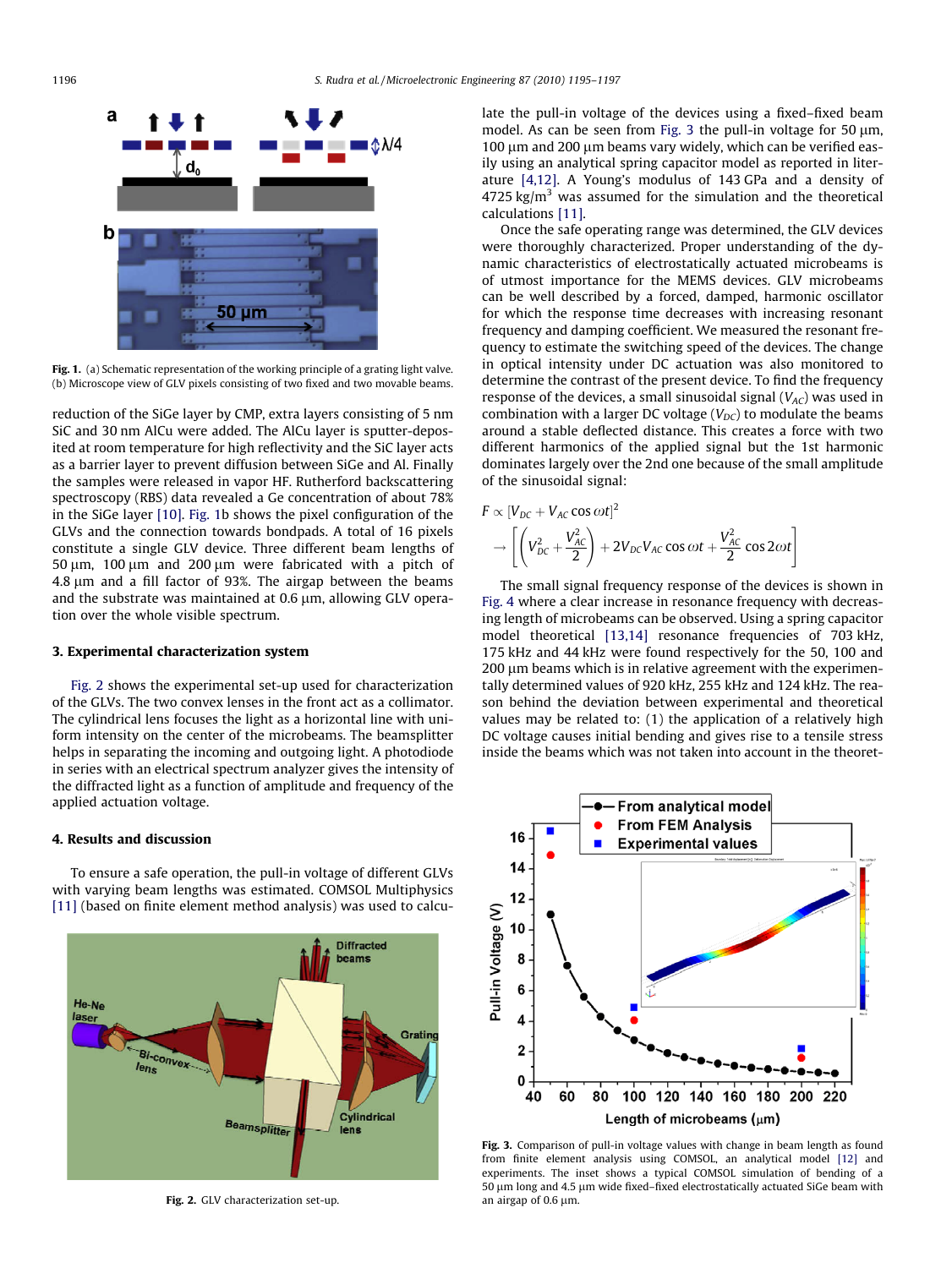Fig. 1. (a) Schematic representation of the working principle of a grating light valve. (b) Microscope view of GLV pixels consisting of two fixed and two movable beams.

reduction of the SiGe layer by CMP, extra layers consisting of 5 nm SiC and 30 nm AlCu were added. The AlCu layer is sputter-deposited at room temperature for high reflectivity and the SiC layer acts as a barrier layer to prevent diffusion between SiGe and Al. Finally the samples were released in vapor HF. Rutherford backscattering spectroscopy (RBS) data revealed a Ge concentration of about 78% in the SiGe layer [10]. Fig. 1b shows the pixel configuration of the GLVs and the connection towards bondpads. A total of 16 pixels constitute a single GLV device. Three different beam lengths of 50 µm, 100 µm and 200 µm were fabricated with a pitch of 4.8 µm and a fill factor of 93%. The airgap between the beams and the substrate was maintained at 0.6 µm, allowing GLV operation over the whole visible spectrum.

### 3. Experimental characterization system

Fig. 2 shows the experimental set-up used for characterization of the GLVs. The two convex lenses in the front act as a collimator. The cylindrical lens focuses the light as a horizontal line with uniform intensity on the center of the microbeams. The beamsplitter helps in separating the incoming and outgoing light. A photodiode in series with an electrical spectrum analyzer gives the intensity of the diffracted light as a function of amplitude and frequency of the applied actuation voltage.

### 4. Results and discussion

To ensure a safe operation, the pull-in voltage of different GLVs with varying beam lengths was estimated. COMSOL Multiphysics [11] (based on finite element method analysis) was used to calculate the pull-in voltage of the devices using a fixed–fixed beam model. As can be seen from Fig. 3 the pull-in voltage for 50 µm, 100 µm and 200 µm beams vary widely, which can be verified easily using an analytical spring capacitor model as reported in literature [4,12]. A Young's modulus of 143 GPa and a density of 4725 kg/m$^3$ was assumed for the simulation and the theoretical calculations [11].

Fig. 2. GLV characterization set-up.

Once the safe operating range was determined, the GLV devices were thoroughly characterized. Proper understanding of the dynamic characteristics of electrostatically actuated microbeams is of utmost importance for the MEMS devices. GLV microbeams can be well described by a forced, damped, harmonic oscillator for which the response time decreases with increasing resonant frequency and damping coefficient. We measured the resonant frequency to estimate the switching speed of the devices. The change in optical intensity under DC actuation was also monitored to determine the contrast of the present device. To find the frequency response of the devices, a small sinusoidal signal ($V_{AC}$) was used in combination with a larger DC voltage ($V_{DC}$) to modulate the beams around a stable deflected distance. This creates a force with two different harmonics of the applied signal but the 1st harmonic dominates largely over the 2nd one because of the small amplitude of the sinusoidal signal:

$$F \propto [V_{DC} + V_{AC}\cos\omega t]^2$$
$$\rightarrow \left[\left(V_{DC}^2 + \frac{V_{AC}^2}{2}\right) + 2V_{DC}V_{AC}\cos\omega t + \frac{V_{AC}^2}{2}\cos 2\omega t\right]$$

The small signal frequency response of the devices is shown in Fig. 4 where a clear increase in resonance frequency with decreasing length of microbeams can be observed. Using a spring capacitor model theoretical [13,14] resonance frequencies of 703 kHz, 175 kHz and 44 kHz were found respectively for the 50, 100 and 200 µm beams which is in relative agreement with the experimentally determined values of 920 kHz, 255 kHz and 124 kHz. The reason behind the deviation between experimental and theoretical values may be related to: (1) the application of a relatively high DC voltage causes initial bending and gives rise to a tensile stress inside the beams which was not taken into account in the theoret-

Fig. 3. Comparison of pull-in voltage values with change in beam length as found from finite element analysis using COMSOL, an analytical model [12] and experiments. The inset shows a typical COMSOL simulation of bending of a 50 µm long and 4.5 µm wide fixed–fixed electrostatically actuated SiGe beam with an airgap of 0.6 µm.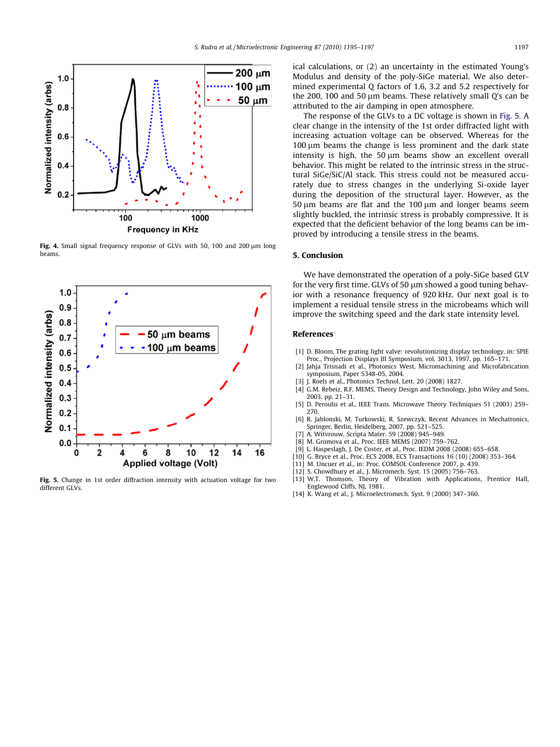200 μm
100 μm
50 μm
Normalized intensity (arbs)
Frequency in KHz
1.0
0.8
0.6
0.4
0.2
100
1000

**Fig. 4.** Small signal frequency response of GLVs with 50, 100 and 200 μm long beams.

50 μm beams
100 μm beams
Normalized intensity (arbs)
Applied voltage (Volt)
1.0
0.9
0.8
0.7
0.6
0.5
0.4
0.3
0.2
0.1
0.0
0
2
4
6
8
10
12
14
16

**Fig. 5.** Change in 1st order diffraction intensity with actuation voltage for two different GLVs.

ical calculations, or (2) an uncertainty in the estimated Young's Modulus and density of the poly-SiGe material. We also determined experimental Q factors of 1.6, 3.2 and 5.2 respectively for the 200, 100 and 50 μm beams. These relatively small Q's can be attributed to the air damping in open atmosphere.

The response of the GLVs to a DC voltage is shown in Fig. 5. A clear change in the intensity of the 1st order diffracted light with increasing actuation voltage can be observed. Whereas for the 100 μm beams the change is less prominent and the dark state intensity is high, the 50 μm beams show an excellent overall behavior. This might be related to the intrinsic stress in the structural SiGe/SiC/Al stack. This stress could not be measured accurately due to stress changes in the underlying Si-oxide layer during the deposition of the structural layer. However, as the 50 μm beams are flat and the 100 μm and longer beams seem slightly buckled, the intrinsic stress is probably compressive. It is expected that the deficient behavior of the long beams can be improved by introducing a tensile stress in the beams.

## 5. Conclusion

We have demonstrated the operation of a poly-SiGe based GLV for the very first time. GLVs of 50 μm showed a good tuning behavior with a resonance frequency of 920 kHz. Our next goal is to implement a residual tensile stress in the microbeams which will improve the switching speed and the dark state intensity level.

## References

[1] D. Bloom, The grating light valve: revolutionizing display technology, in: SPIE Proc., Projection Displays III Symposium, vol. 3013, 1997, pp. 165–171.
[2] Jahja Trisnadi et al., Photonics West, Micromachining and Microfabrication symposium, Paper 5348-05, 2004.
[3] J. Roels et al., Photonics Technol. Lett. 20 (2008) 1827.
[4] G.M. Rebeiz, R.F. MEMS, Theory Design and Technology, John Wiley and Sons, 2003. pp. 21–31.
[5] D. Peroulis et al., IEEE Trans. Microwave Theory Techniques 51 (2003) 259–270.
[6] R. Jablonski, M. Turkowski, R. Szewczyk, Recent Advances in Mechatronics, Springer, Berlin, Heidelberg, 2007, pp. 521–525.
[7] A. Witvrouw, Scripta Mater. 59 (2008) 945–949.
[8] M. Gromova et al., Proc. IEEE MEMS (2007) 759–762.
[9] L. Haspeslagh, J. De Coster, et al., Proc. IEDM 2008 (2008) 655–658.
[10] G. Bryce et al., Proc. ECS 2008, ECS Transactions 16 (10) (2008) 353–364.
[11] M. Uncuer et al., in: Proc. COMSOL Conference 2007, p. 439.
[12] S. Chowdhury et al., J. Micromech. Syst. 15 (2005) 756–763.
[13] W.T. Thomson, Theory of Vibration with Applications, Prentice Hall, Englewood Cliffs, NJ, 1981.
[14] K. Wang et al., J. Microelectromech. Syst. 9 (2000) 347–360.